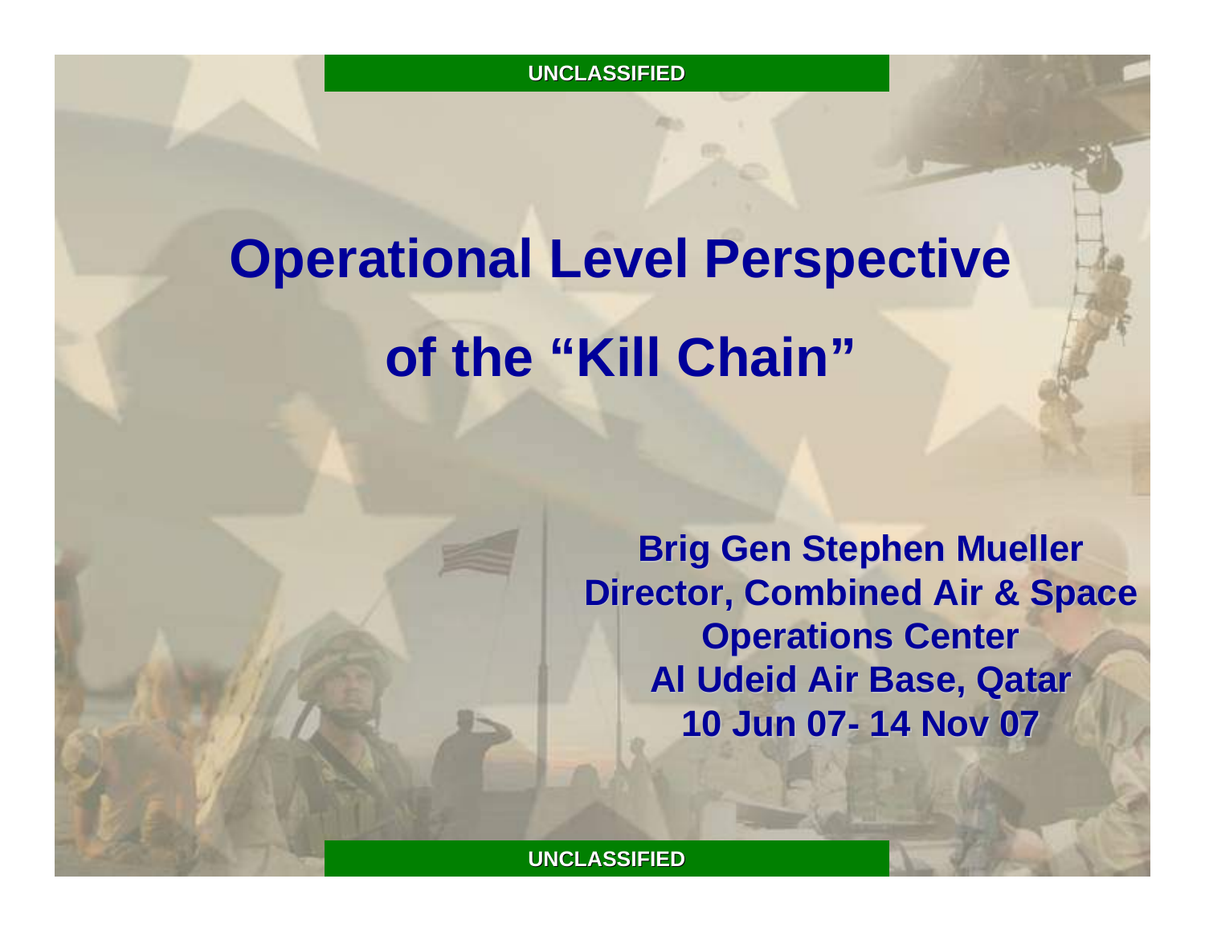UNCLASSIFIED

# Operational Level Perspective of the "Kill Chain"

**Brig Gen Stephen Mueller**
**Director, Combined Air & Space Operations Center**
**Al Udeid Air Base, Qatar**
**10 Jun 07- 14 Nov 07**

UNCLASSIFIED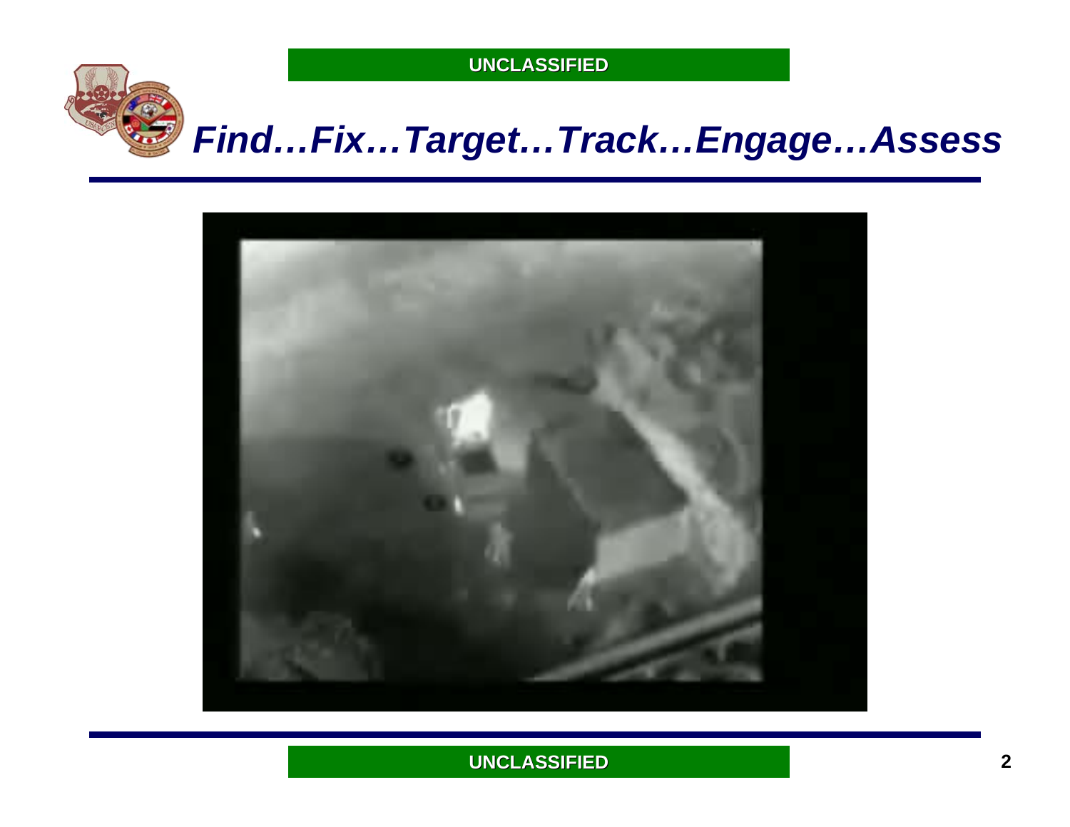# *Find…Fix…Target…Track…Engage…Assess*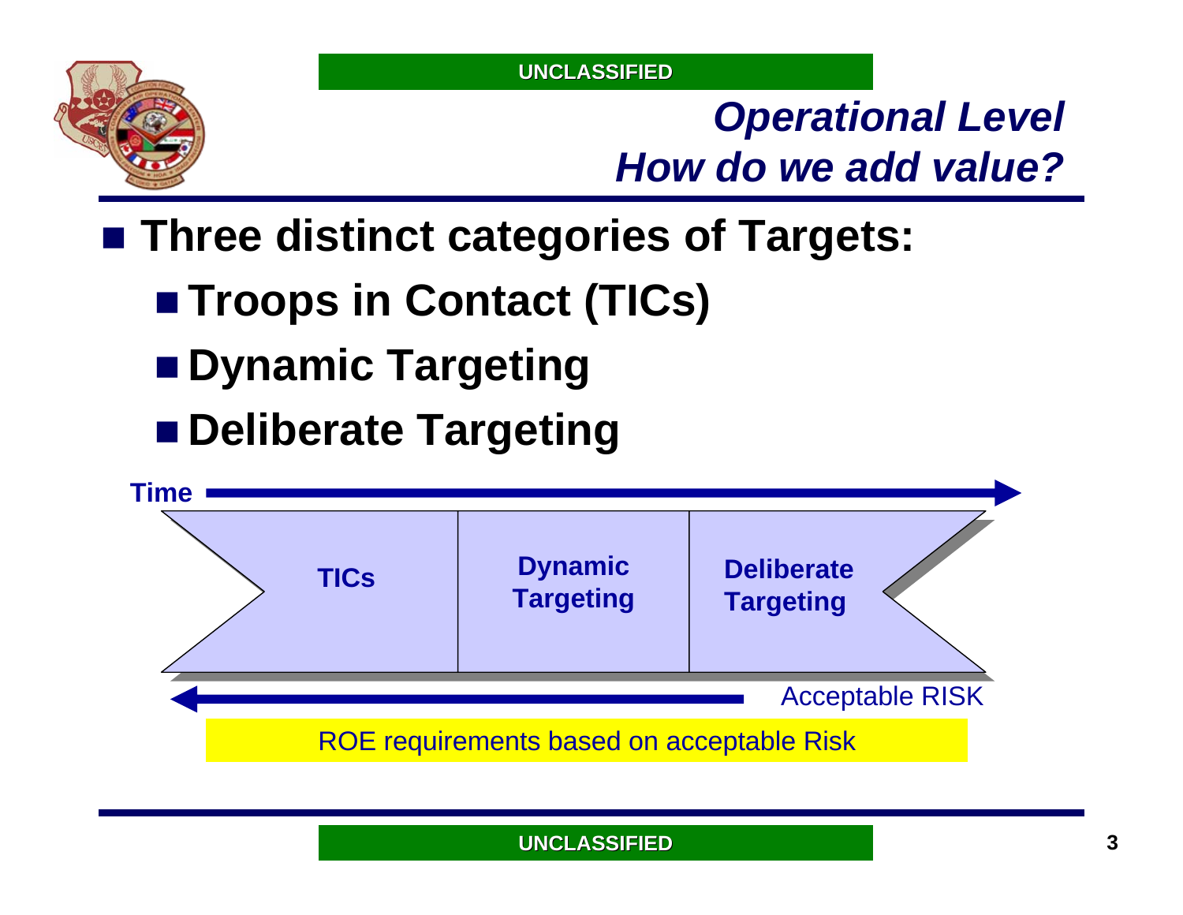UNCLASSIFIED

## *Operational Level*
## *How do we add value?*

- **Three distinct categories of Targets:**
  - **Troops in Contact (TICs)**
  - **Dynamic Targeting**
  - **Deliberate Targeting**

**Time** →

| **TICs** | **Dynamic Targeting** | **Deliberate Targeting** |
|---|---|---|

← Acceptable RISK

ROE requirements based on acceptable Risk

UNCLASSIFIED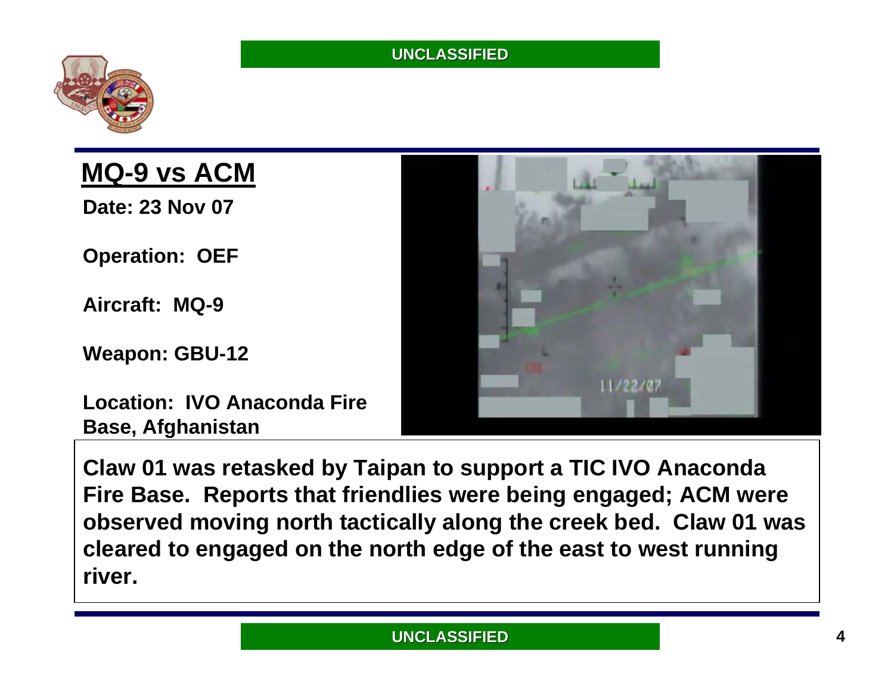UNCLASSIFIED

## MQ-9 vs ACM

**Date: 23 Nov 07**

**Operation: OEF**

**Aircraft: MQ-9**

**Weapon: GBU-12**

**Location: IVO Anaconda Fire Base, Afghanistan**

**Claw 01 was retasked by Taipan to support a TIC IVO Anaconda Fire Base. Reports that friendlies were being engaged; ACM were observed moving north tactically along the creek bed. Claw 01 was cleared to engaged on the north edge of the east to west running river.**

UNCLASSIFIED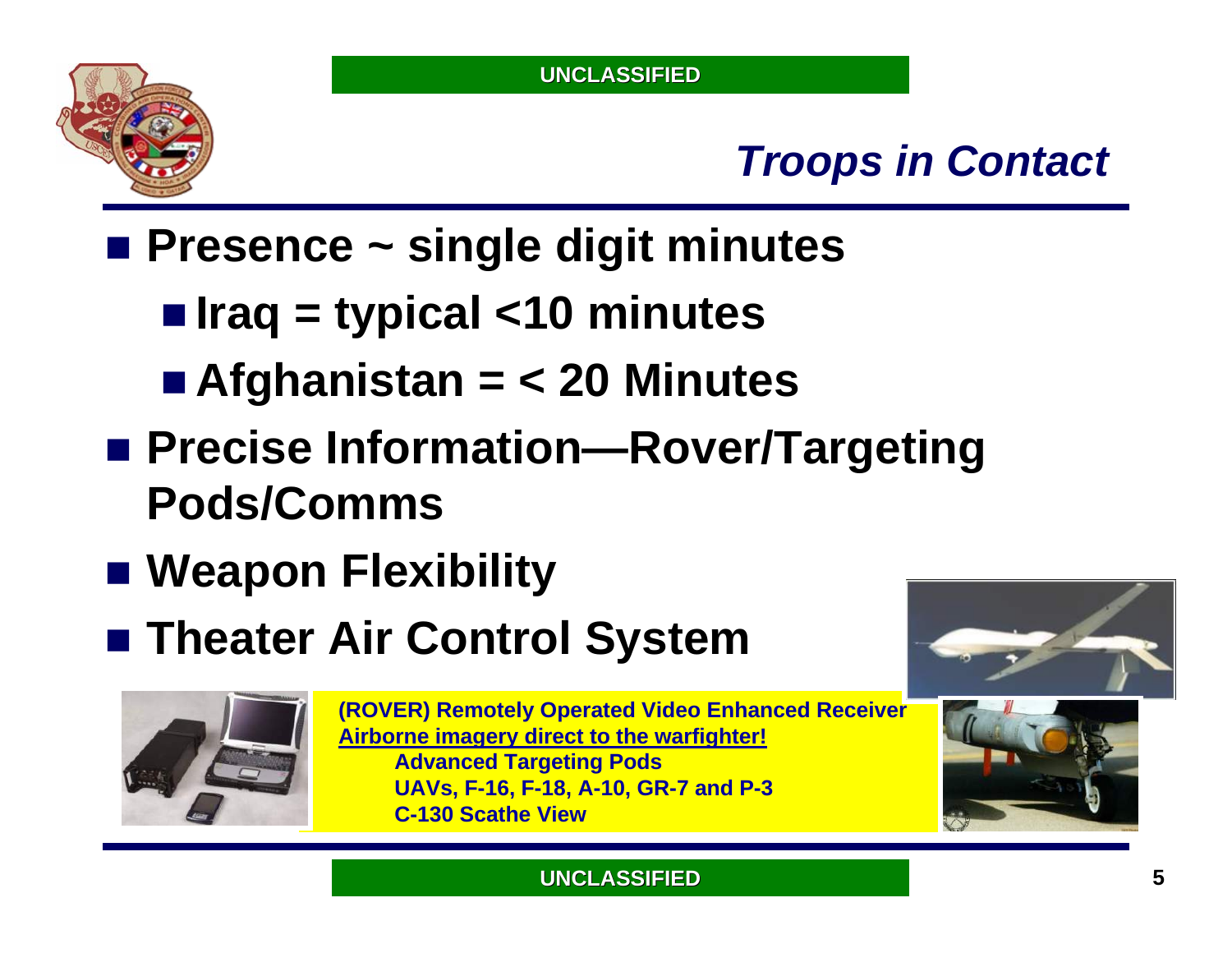## *Troops in Contact*

- **Presence ~ single digit minutes**
  - **Iraq = typical <10 minutes**
  - **Afghanistan = < 20 Minutes**
- **Precise Information—Rover/Targeting Pods/Comms**
- **Weapon Flexibility**
- **Theater Air Control System**

**(ROVER) Remotely Operated Video Enhanced Receiver**
**<u>Airborne imagery direct to the warfighter!</u>**
**Advanced Targeting Pods**
**UAVs, F-16, F-18, A-10, GR-7 and P-3**
**C-130 Scathe View**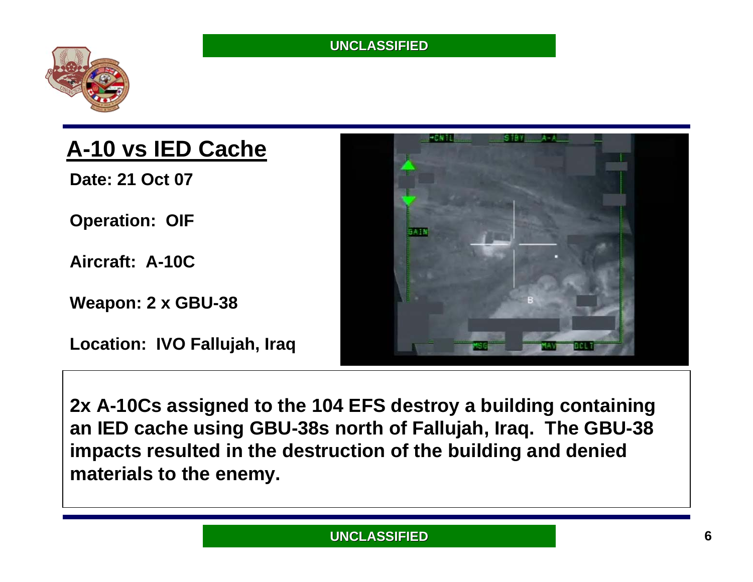## A-10 vs IED Cache

**Date: 21 Oct 07**

**Operation: OIF**

**Aircraft: A-10C**

**Weapon: 2 x GBU-38**

**Location: IVO Fallujah, Iraq**

**2x A-10Cs assigned to the 104 EFS destroy a building containing an IED cache using GBU-38s north of Fallujah, Iraq. The GBU-38 impacts resulted in the destruction of the building and denied materials to the enemy.**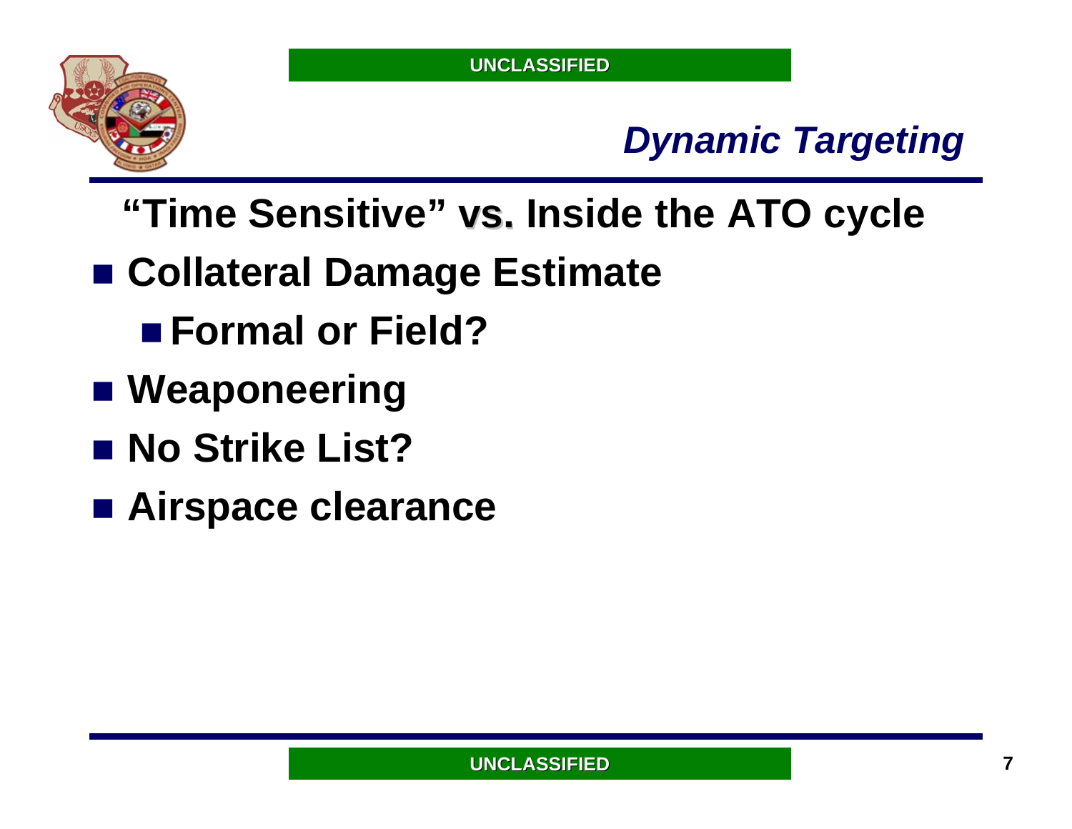## *Dynamic Targeting*

**"Time Sensitive" vs. Inside the ATO cycle**

- **Collateral Damage Estimate**
  - **Formal or Field?**
- **Weaponeering**
- **No Strike List?**
- **Airspace clearance**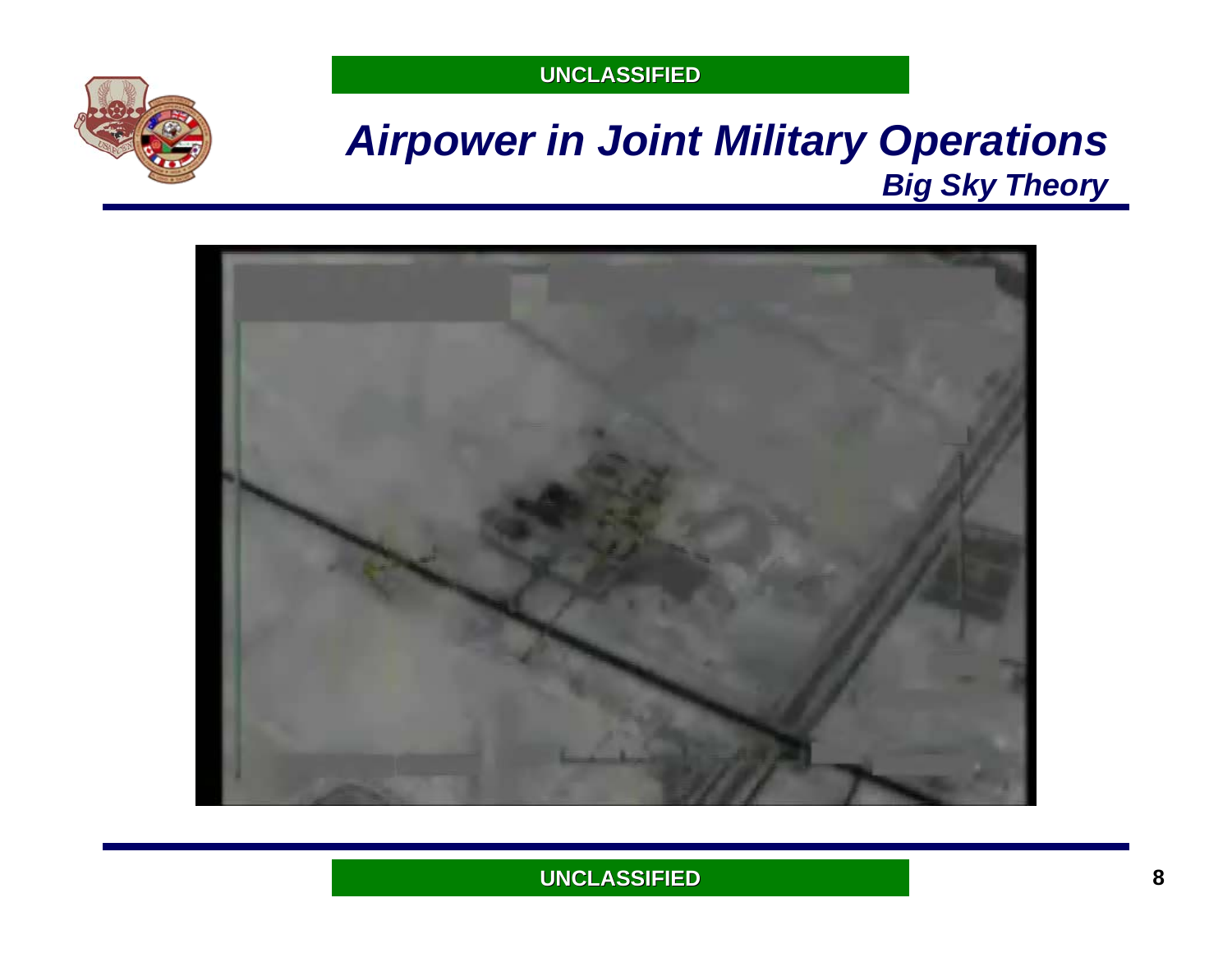# *Airpower in Joint Military Operations*

## *Big Sky Theory*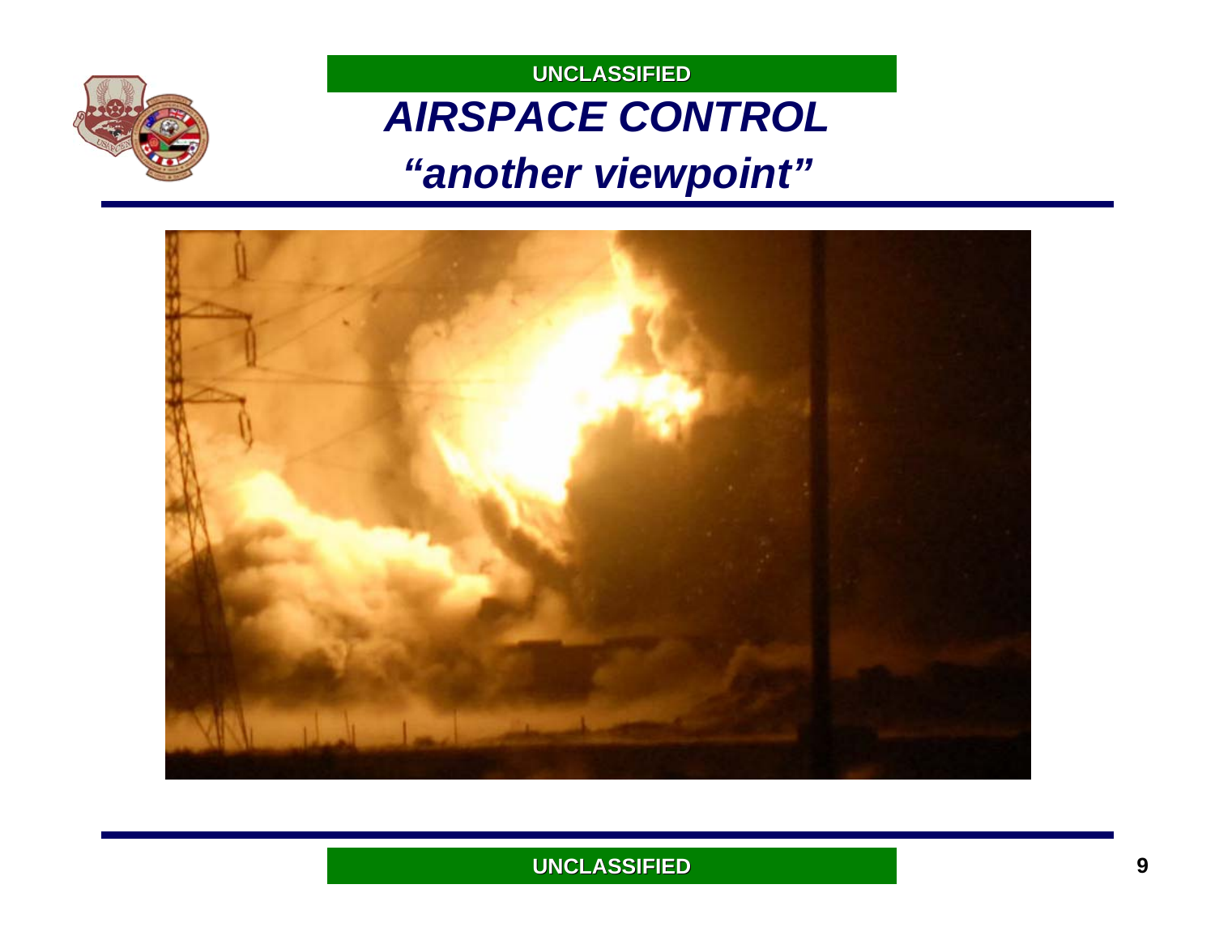# AIRSPACE CONTROL

## *"another viewpoint"*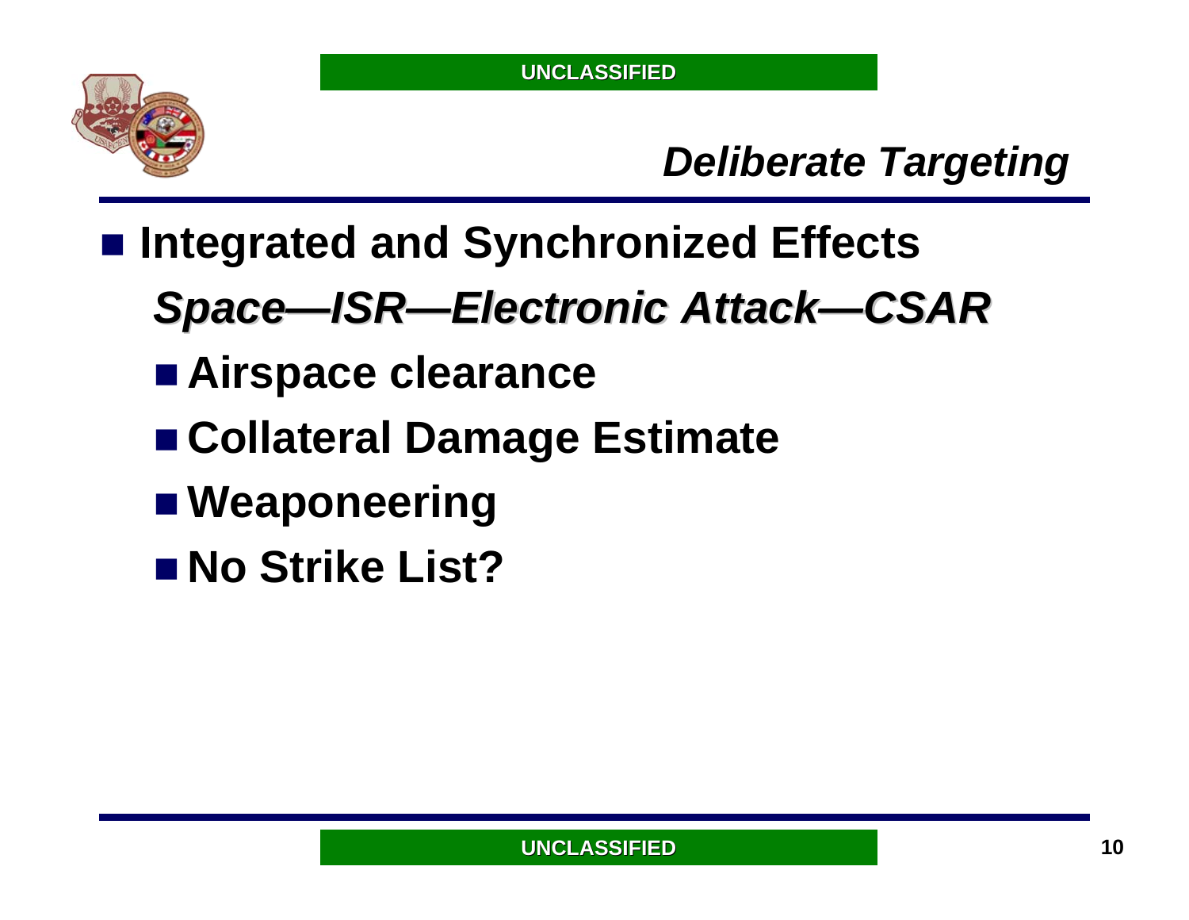## *Deliberate Targeting*

- **Integrated and Synchronized Effects**

  ***Space—ISR—Electronic Attack—CSAR***

  - **Airspace clearance**
  - **Collateral Damage Estimate**
  - **Weaponeering**
  - **No Strike List?**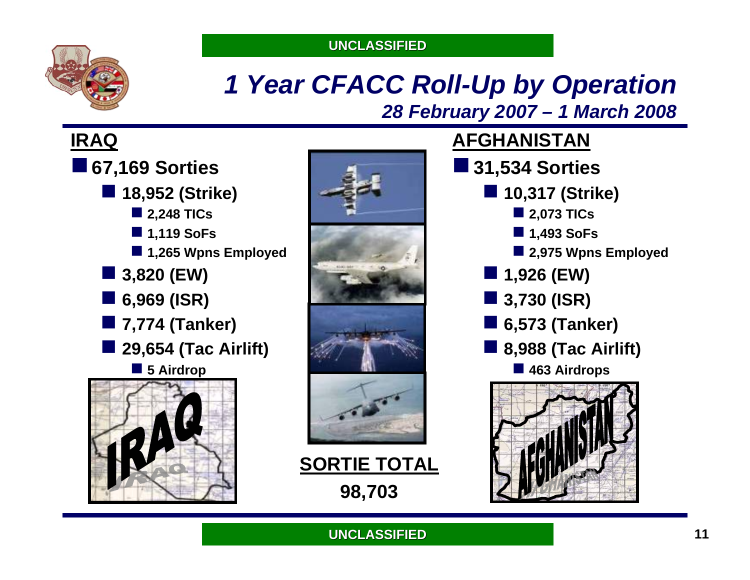# *1 Year CFACC Roll-Up by Operation*

***28 February 2007 – 1 March 2008***

## IRAQ

- **67,169 Sorties**
  - **18,952 (Strike)**
    - **2,248 TICs**
    - **1,119 SoFs**
    - **1,265 Wpns Employed**
  - **3,820 (EW)**
  - **6,969 (ISR)**
  - **7,774 (Tanker)**
  - **29,654 (Tac Airlift)**
    - **5 Airdrop**

## AFGHANISTAN

- **31,534 Sorties**
  - **10,317 (Strike)**
    - **2,073 TICs**
    - **1,493 SoFs**
    - **2,975 Wpns Employed**
  - **1,926 (EW)**
  - **3,730 (ISR)**
  - **6,573 (Tanker)**
  - **8,988 (Tac Airlift)**
    - **463 Airdrops**

**SORTIE TOTAL**

**98,703**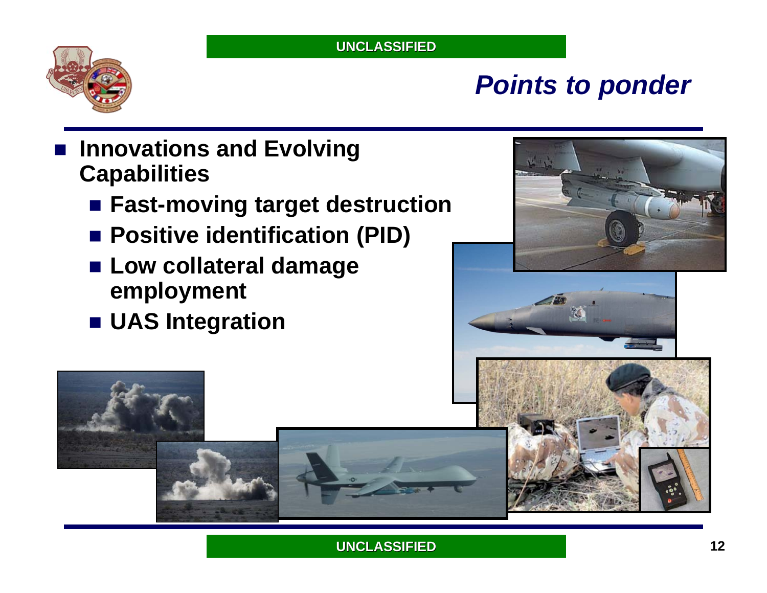# *Points to ponder*

- **Innovations and Evolving Capabilities**
  - **Fast-moving target destruction**
  - **Positive identification (PID)**
  - **Low collateral damage employment**
  - **UAS Integration**